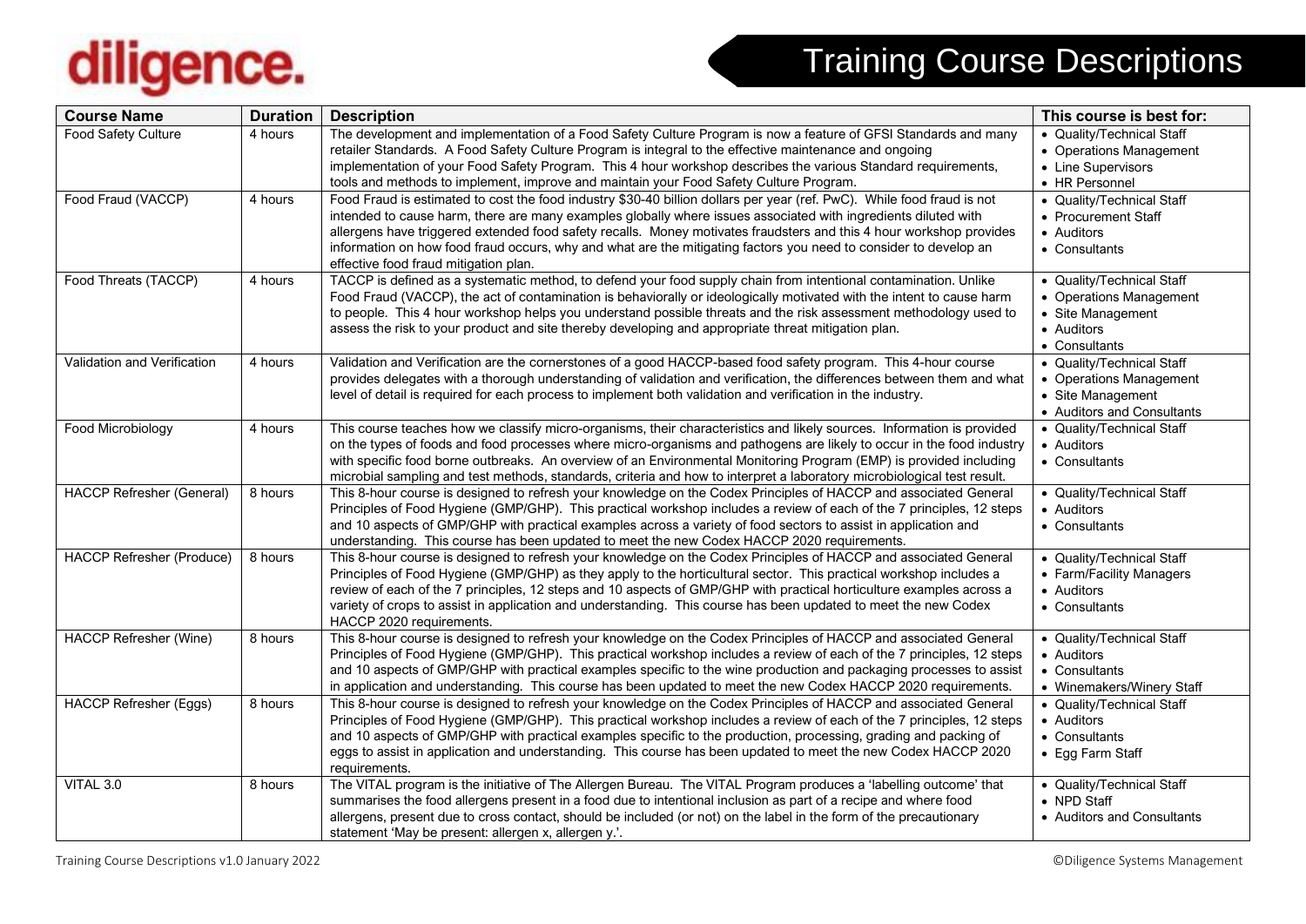# Training Course Descriptions

| Course Name | Duration | Description | This course is best for: |
|---|---|---|---|
| Food Safety Culture | 4 hours | The development and implementation of a Food Safety Culture Program is now a feature of GFSI Standards and many retailer Standards. A Food Safety Culture Program is integral to the effective maintenance and ongoing implementation of your Food Safety Program. This 4 hour workshop describes the various Standard requirements, tools and methods to implement, improve and maintain your Food Safety Culture Program. | • Quality/Technical Staff<br>• Operations Management<br>• Line Supervisors<br>• HR Personnel |
| Food Fraud (VACCP) | 4 hours | Food Fraud is estimated to cost the food industry $30-40 billion dollars per year (ref. PwC). While food fraud is not intended to cause harm, there are many examples globally where issues associated with ingredients diluted with allergens have triggered extended food safety recalls. Money motivates fraudsters and this 4 hour workshop provides information on how food fraud occurs, why and what are the mitigating factors you need to consider to develop an effective food fraud mitigation plan. | • Quality/Technical Staff<br>• Procurement Staff<br>• Auditors<br>• Consultants |
| Food Threats (TACCP) | 4 hours | TACCP is defined as a systematic method, to defend your food supply chain from intentional contamination. Unlike Food Fraud (VACCP), the act of contamination is behaviorally or ideologically motivated with the intent to cause harm to people. This 4 hour workshop helps you understand possible threats and the risk assessment methodology used to assess the risk to your product and site thereby developing and appropriate threat mitigation plan. | • Quality/Technical Staff<br>• Operations Management<br>• Site Management<br>• Auditors<br>• Consultants |
| Validation and Verification | 4 hours | Validation and Verification are the cornerstones of a good HACCP-based food safety program. This 4-hour course provides delegates with a thorough understanding of validation and verification, the differences between them and what level of detail is required for each process to implement both validation and verification in the industry. | • Quality/Technical Staff<br>• Operations Management<br>• Site Management<br>• Auditors and Consultants |
| Food Microbiology | 4 hours | This course teaches how we classify micro-organisms, their characteristics and likely sources. Information is provided on the types of foods and food processes where micro-organisms and pathogens are likely to occur in the food industry with specific food borne outbreaks. An overview of an Environmental Monitoring Program (EMP) is provided including microbial sampling and test methods, standards, criteria and how to interpret a laboratory microbiological test result. | • Quality/Technical Staff<br>• Auditors<br>• Consultants |
| HACCP Refresher (General) | 8 hours | This 8-hour course is designed to refresh your knowledge on the Codex Principles of HACCP and associated General Principles of Food Hygiene (GMP/GHP). This practical workshop includes a review of each of the 7 principles, 12 steps and 10 aspects of GMP/GHP with practical examples across a variety of food sectors to assist in application and understanding. This course has been updated to meet the new Codex HACCP 2020 requirements. | • Quality/Technical Staff<br>• Auditors<br>• Consultants |
| HACCP Refresher (Produce) | 8 hours | This 8-hour course is designed to refresh your knowledge on the Codex Principles of HACCP and associated General Principles of Food Hygiene (GMP/GHP) as they apply to the horticultural sector. This practical workshop includes a review of each of the 7 principles, 12 steps and 10 aspects of GMP/GHP with practical horticulture examples across a variety of crops to assist in application and understanding. This course has been updated to meet the new Codex HACCP 2020 requirements. | • Quality/Technical Staff<br>• Farm/Facility Managers<br>• Auditors<br>• Consultants |
| HACCP Refresher (Wine) | 8 hours | This 8-hour course is designed to refresh your knowledge on the Codex Principles of HACCP and associated General Principles of Food Hygiene (GMP/GHP). This practical workshop includes a review of each of the 7 principles, 12 steps and 10 aspects of GMP/GHP with practical examples specific to the wine production and packaging processes to assist in application and understanding. This course has been updated to meet the new Codex HACCP 2020 requirements. | • Quality/Technical Staff<br>• Auditors<br>• Consultants<br>• Winemakers/Winery Staff |
| HACCP Refresher (Eggs) | 8 hours | This 8-hour course is designed to refresh your knowledge on the Codex Principles of HACCP and associated General Principles of Food Hygiene (GMP/GHP). This practical workshop includes a review of each of the 7 principles, 12 steps and 10 aspects of GMP/GHP with practical examples specific to the production, processing, grading and packing of eggs to assist in application and understanding. This course has been updated to meet the new Codex HACCP 2020 requirements. | • Quality/Technical Staff<br>• Auditors<br>• Consultants<br>• Egg Farm Staff |
| VITAL 3.0 | 8 hours | The VITAL program is the initiative of The Allergen Bureau. The VITAL Program produces a 'labelling outcome' that summarises the food allergens present in a food due to intentional inclusion as part of a recipe and where food allergens, present due to cross contact, should be included (or not) on the label in the form of the precautionary statement 'May be present: allergen x, allergen y.'. | • Quality/Technical Staff<br>• NPD Staff<br>• Auditors and Consultants |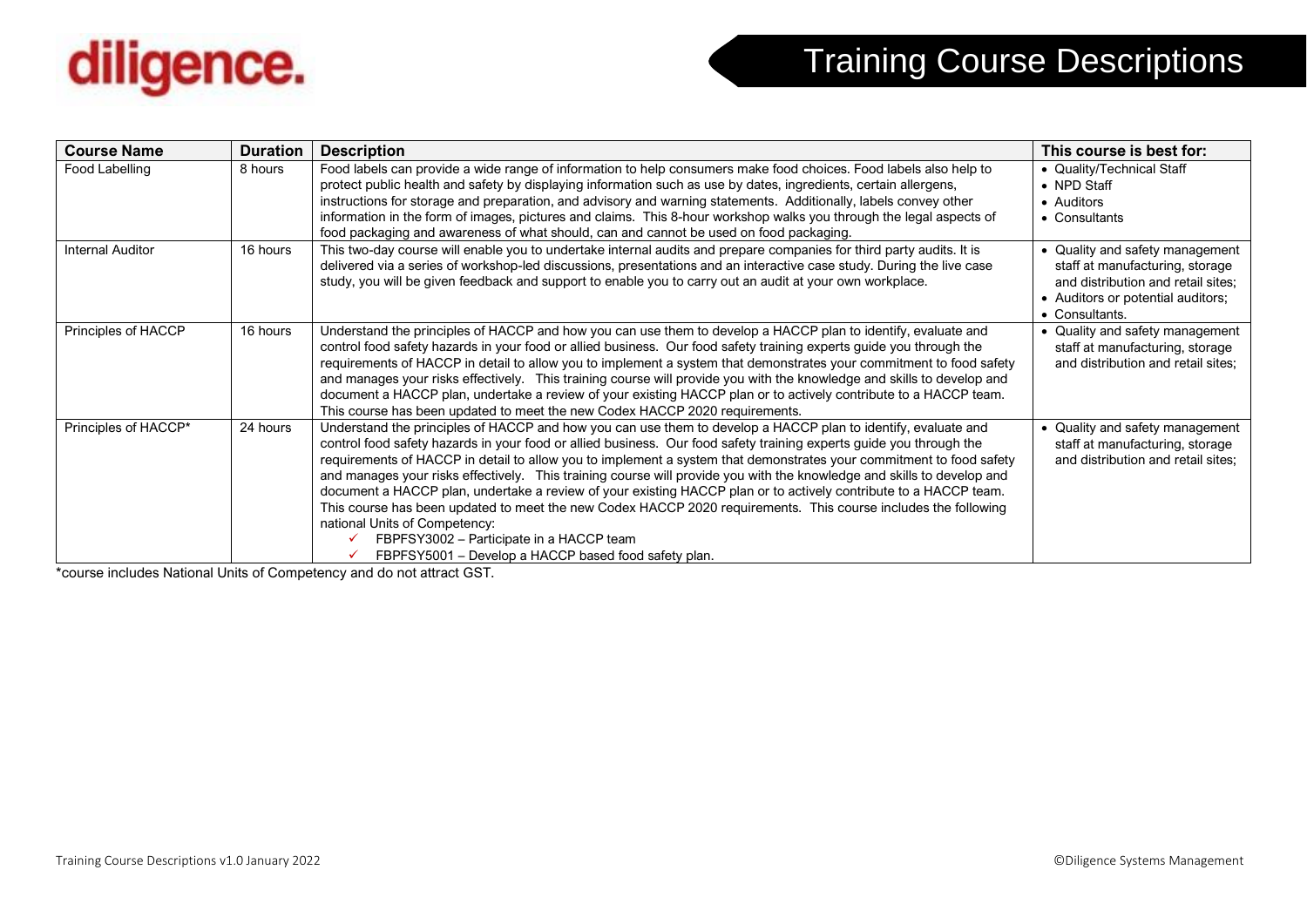# Training Course Descriptions

| Course Name | Duration | Description | This course is best for: |
|---|---|---|---|
| Food Labelling | 8 hours | Food labels can provide a wide range of information to help consumers make food choices. Food labels also help to protect public health and safety by displaying information such as use by dates, ingredients, certain allergens, instructions for storage and preparation, and advisory and warning statements. Additionally, labels convey other information in the form of images, pictures and claims. This 8-hour workshop walks you through the legal aspects of food packaging and awareness of what should, can and cannot be used on food packaging. | • Quality/Technical Staff<br>• NPD Staff<br>• Auditors<br>• Consultants |
| Internal Auditor | 16 hours | This two-day course will enable you to undertake internal audits and prepare companies for third party audits. It is delivered via a series of workshop-led discussions, presentations and an interactive case study. During the live case study, you will be given feedback and support to enable you to carry out an audit at your own workplace. | • Quality and safety management staff at manufacturing, storage and distribution and retail sites;<br>• Auditors or potential auditors;<br>• Consultants. |
| Principles of HACCP | 16 hours | Understand the principles of HACCP and how you can use them to develop a HACCP plan to identify, evaluate and control food safety hazards in your food or allied business. Our food safety training experts guide you through the requirements of HACCP in detail to allow you to implement a system that demonstrates your commitment to food safety and manages your risks effectively. This training course will provide you with the knowledge and skills to develop and document a HACCP plan, undertake a review of your existing HACCP plan or to actively contribute to a HACCP team. This course has been updated to meet the new Codex HACCP 2020 requirements. | • Quality and safety management staff at manufacturing, storage and distribution and retail sites; |
| Principles of HACCP* | 24 hours | Understand the principles of HACCP and how you can use them to develop a HACCP plan to identify, evaluate and control food safety hazards in your food or allied business. Our food safety training experts guide you through the requirements of HACCP in detail to allow you to implement a system that demonstrates your commitment to food safety and manages your risks effectively. This training course will provide you with the knowledge and skills to develop and document a HACCP plan, undertake a review of your existing HACCP plan or to actively contribute to a HACCP team. This course has been updated to meet the new Codex HACCP 2020 requirements. This course includes the following national Units of Competency:<br>✓ FBPFSY3002 – Participate in a HACCP team<br>✓ FBPFSY5001 – Develop a HACCP based food safety plan. | • Quality and safety management staff at manufacturing, storage and distribution and retail sites; |

*course includes National Units of Competency and do not attract GST.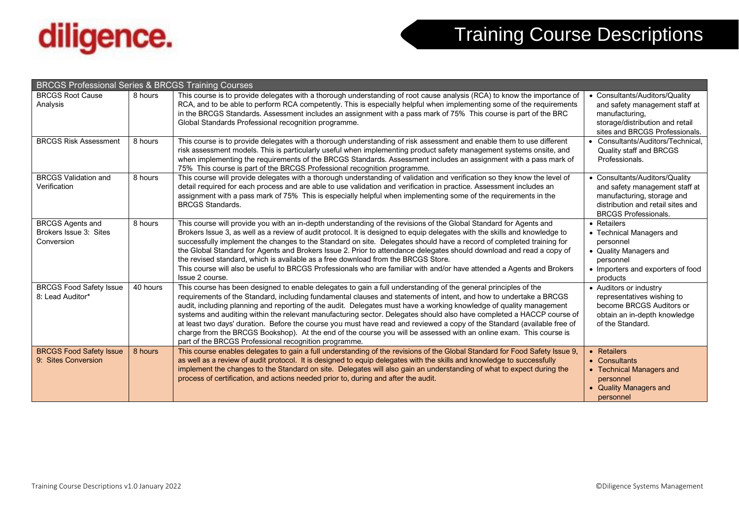# Training Course Descriptions

| BRCGS Professional Series & BRCGS Training Courses | | | |
|---|---|---|---|
| BRCGS Root Cause Analysis | 8 hours | This course is to provide delegates with a thorough understanding of root cause analysis (RCA) to know the importance of RCA, and to be able to perform RCA competently. This is especially helpful when implementing some of the requirements in the BRCGS Standards. Assessment includes an assignment with a pass mark of 75% This course is part of the BRC Global Standards Professional recognition programme. | • Consultants/Auditors/Quality and safety management staff at manufacturing, storage/distribution and retail sites and BRCGS Professionals. |
| BRCGS Risk Assessment | 8 hours | This course is to provide delegates with a thorough understanding of risk assessment and enable them to use different risk assessment models. This is particularly useful when implementing product safety management systems onsite, and when implementing the requirements of the BRCGS Standards. Assessment includes an assignment with a pass mark of 75% This course is part of the BRCGS Professional recognition programme. | • Consultants/Auditors/Technical, Quality staff and BRCGS Professionals. |
| BRCGS Validation and Verification | 8 hours | This course will provide delegates with a thorough understanding of validation and verification so they know the level of detail required for each process and are able to use validation and verification in practice. Assessment includes an assignment with a pass mark of 75% This is especially helpful when implementing some of the requirements in the BRCGS Standards. | • Consultants/Auditors/Quality and safety management staff at manufacturing, storage and distribution and retail sites and BRCGS Professionals. |
| BRCGS Agents and Brokers Issue 3: Sites Conversion | 8 hours | This course will provide you with an in-depth understanding of the revisions of the Global Standard for Agents and Brokers Issue 3, as well as a review of audit protocol. It is designed to equip delegates with the skills and knowledge to successfully implement the changes to the Standard on site. Delegates should have a record of completed training for the Global Standard for Agents and Brokers Issue 2. Prior to attendance delegates should download and read a copy of the revised standard, which is available as a free download from the BRCGS Store.<br>This course will also be useful to BRCGS Professionals who are familiar with and/or have attended a Agents and Brokers Issue 2 course. | • Retailers<br>• Technical Managers and personnel<br>• Quality Managers and personnel<br>• Importers and exporters of food products |
| BRCGS Food Safety Issue 8: Lead Auditor* | 40 hours | This course has been designed to enable delegates to gain a full understanding of the general principles of the requirements of the Standard, including fundamental clauses and statements of intent, and how to undertake a BRCGS audit, including planning and reporting of the audit. Delegates must have a working knowledge of quality management systems and auditing within the relevant manufacturing sector. Delegates should also have completed a HACCP course of at least two days' duration. Before the course you must have read and reviewed a copy of the Standard (available free of charge from the BRCGS Bookshop). At the end of the course you will be assessed with an online exam. This course is part of the BRCGS Professional recognition programme. | • Auditors or industry representatives wishing to become BRCGS Auditors or obtain an in-depth knowledge of the Standard. |
| BRCGS Food Safety Issue 9: Sites Conversion | 8 hours | This course enables delegates to gain a full understanding of the revisions of the Global Standard for Food Safety Issue 9, as well as a review of audit protocol. It is designed to equip delegates with the skills and knowledge to successfully implement the changes to the Standard on site. Delegates will also gain an understanding of what to expect during the process of certification, and actions needed prior to, during and after the audit. | • Retailers<br>• Consultants<br>• Technical Managers and personnel<br>• Quality Managers and personnel |